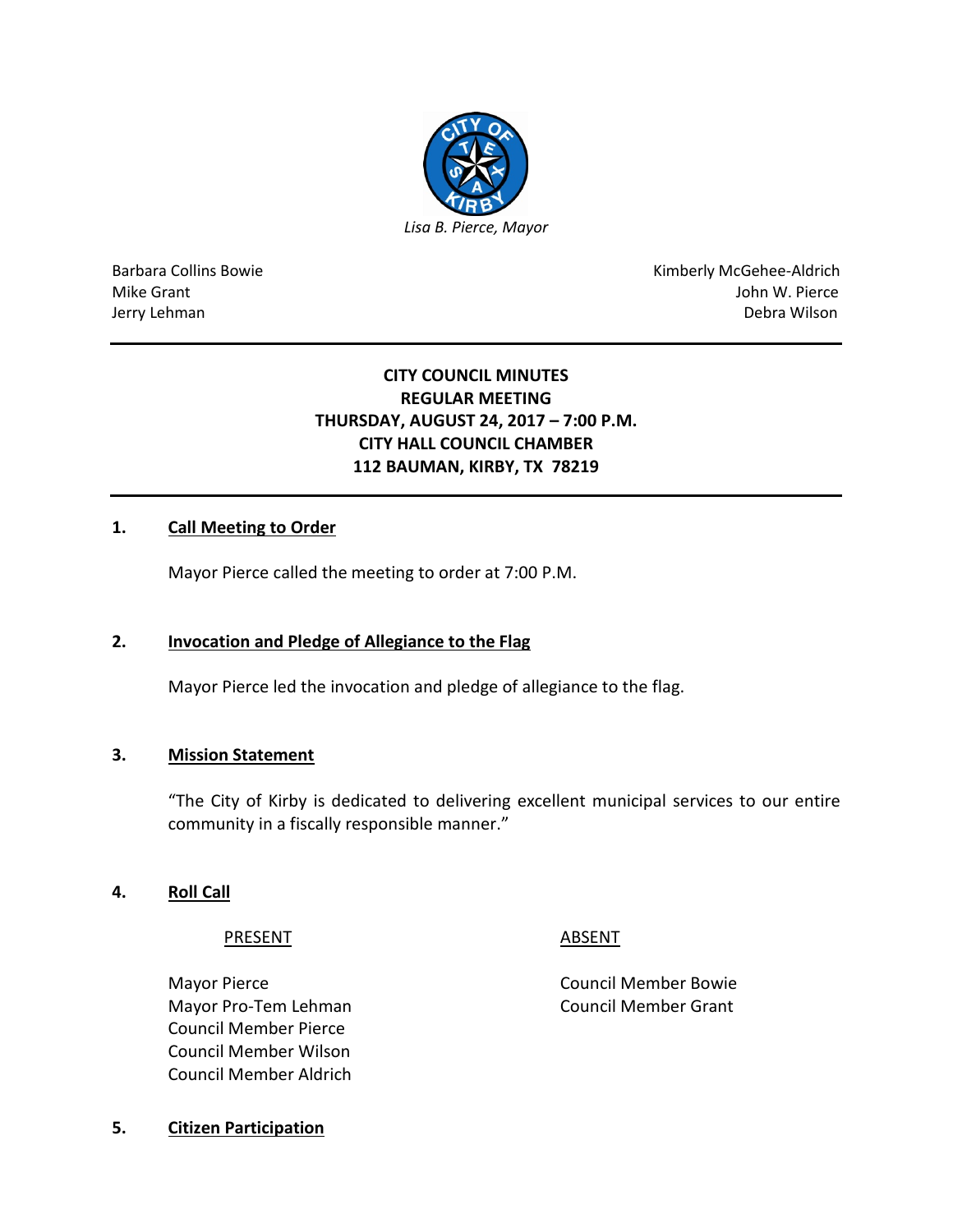*Lisa B. Pierce, Mayor*

| | |
|---|---|
| Barbara Collins Bowie | Kimberly McGehee-Aldrich |
| Mike Grant | John W. Pierce |
| Jerry Lehman | Debra Wilson |

---

**CITY COUNCIL MINUTES**
**REGULAR MEETING**
**THURSDAY, AUGUST 24, 2017 – 7:00 P.M.**
**CITY HALL COUNCIL CHAMBER**
**112 BAUMAN, KIRBY, TX 78219**

---

## 1. Call Meeting to Order

Mayor Pierce called the meeting to order at 7:00 P.M.

## 2. Invocation and Pledge of Allegiance to the Flag

Mayor Pierce led the invocation and pledge of allegiance to the flag.

## 3. Mission Statement

"The City of Kirby is dedicated to delivering excellent municipal services to our entire community in a fiscally responsible manner."

## 4. Roll Call

| PRESENT | ABSENT |
|---|---|
| Mayor Pierce | Council Member Bowie |
| Mayor Pro-Tem Lehman | Council Member Grant |
| Council Member Pierce | |
| Council Member Wilson | |
| Council Member Aldrich | |

## 5. Citizen Participation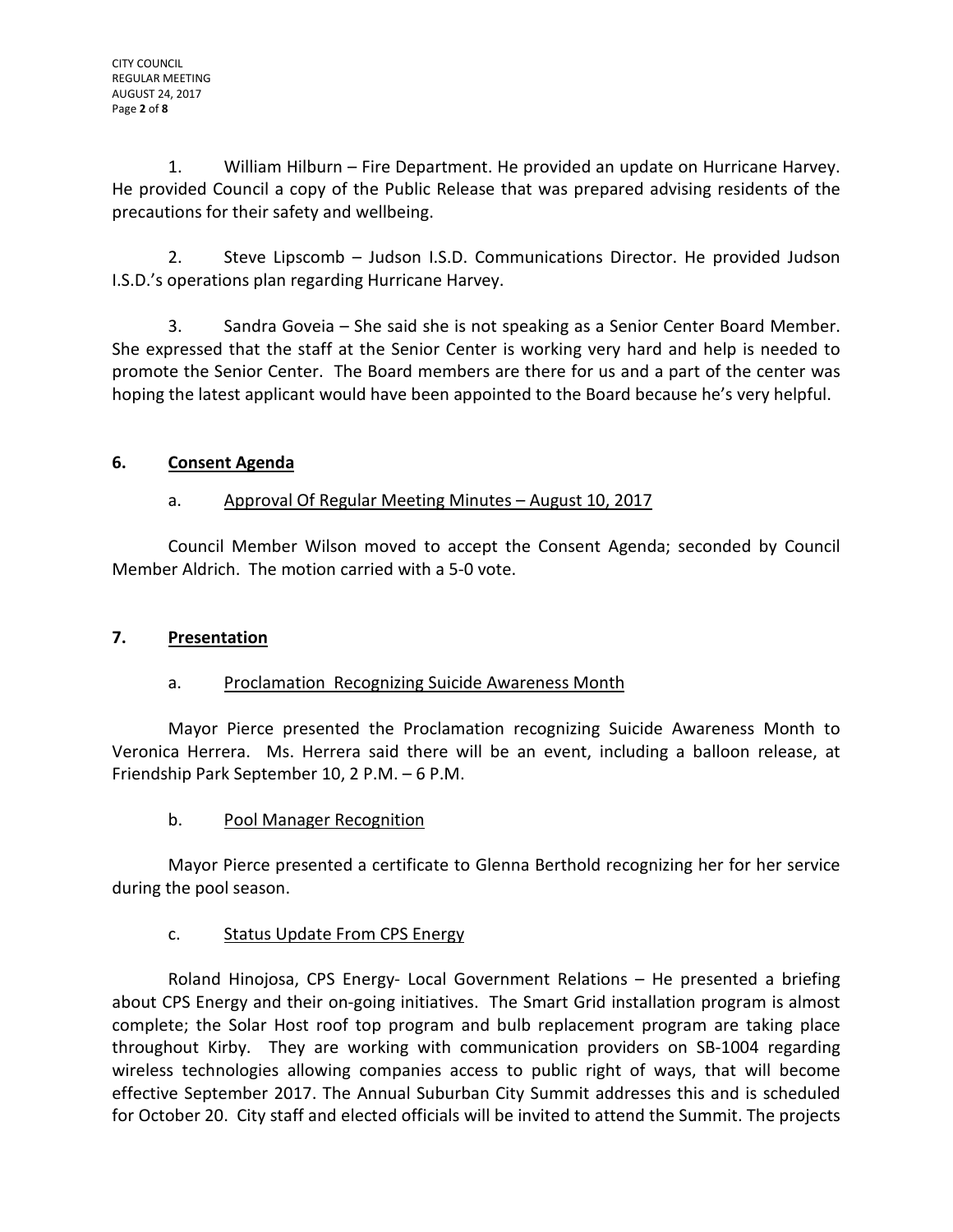1. William Hilburn – Fire Department. He provided an update on Hurricane Harvey. He provided Council a copy of the Public Release that was prepared advising residents of the precautions for their safety and wellbeing.

2. Steve Lipscomb – Judson I.S.D. Communications Director. He provided Judson I.S.D.'s operations plan regarding Hurricane Harvey.

3. Sandra Goveia – She said she is not speaking as a Senior Center Board Member. She expressed that the staff at the Senior Center is working very hard and help is needed to promote the Senior Center. The Board members are there for us and a part of the center was hoping the latest applicant would have been appointed to the Board because he's very helpful.

## 6. Consent Agenda

a. Approval Of Regular Meeting Minutes – August 10, 2017

Council Member Wilson moved to accept the Consent Agenda; seconded by Council Member Aldrich. The motion carried with a 5-0 vote.

## 7. Presentation

a. Proclamation Recognizing Suicide Awareness Month

Mayor Pierce presented the Proclamation recognizing Suicide Awareness Month to Veronica Herrera. Ms. Herrera said there will be an event, including a balloon release, at Friendship Park September 10, 2 P.M. – 6 P.M.

b. Pool Manager Recognition

Mayor Pierce presented a certificate to Glenna Berthold recognizing her for her service during the pool season.

c. Status Update From CPS Energy

Roland Hinojosa, CPS Energy- Local Government Relations – He presented a briefing about CPS Energy and their on-going initiatives. The Smart Grid installation program is almost complete; the Solar Host roof top program and bulb replacement program are taking place throughout Kirby. They are working with communication providers on SB-1004 regarding wireless technologies allowing companies access to public right of ways, that will become effective September 2017. The Annual Suburban City Summit addresses this and is scheduled for October 20. City staff and elected officials will be invited to attend the Summit. The projects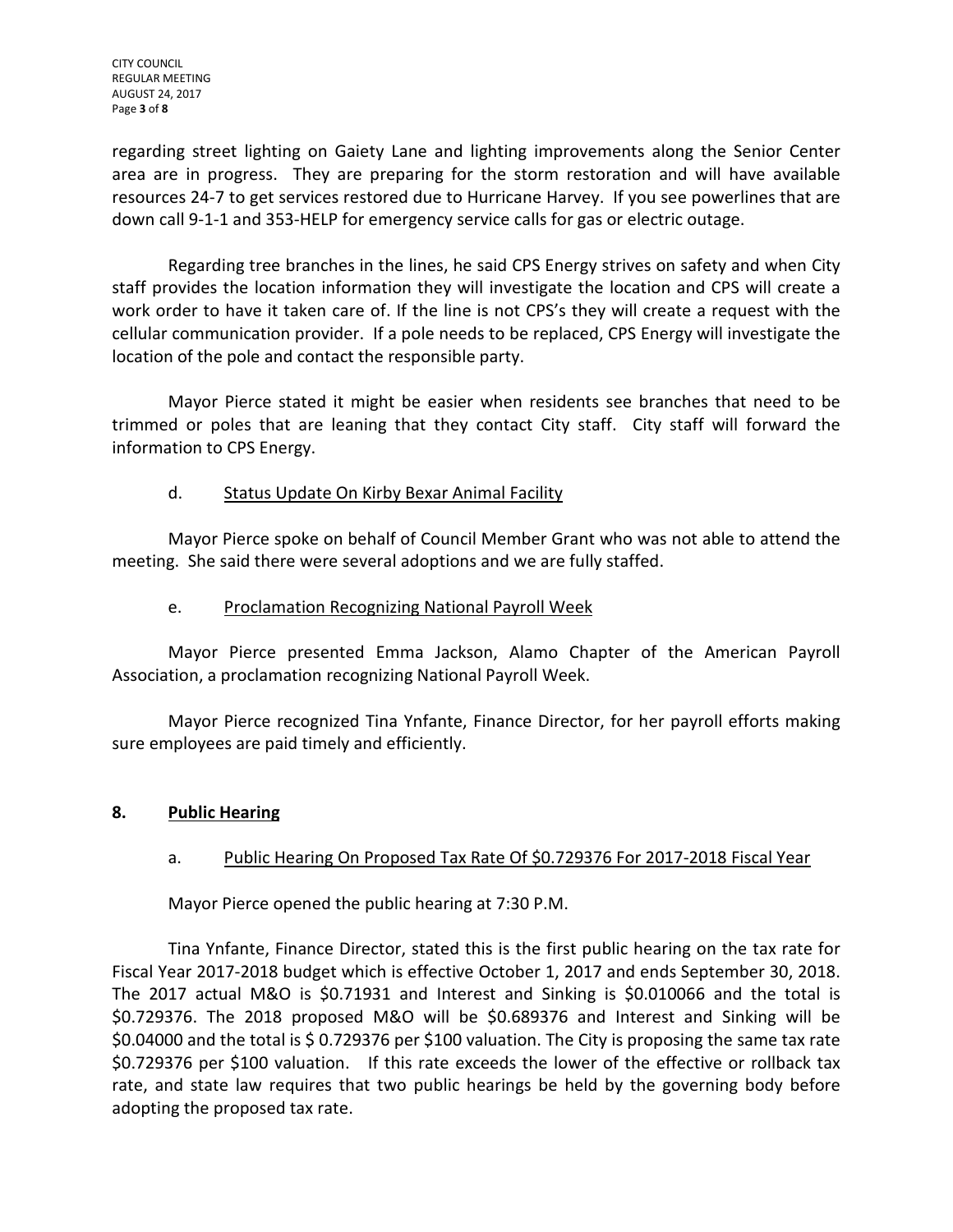regarding street lighting on Gaiety Lane and lighting improvements along the Senior Center area are in progress. They are preparing for the storm restoration and will have available resources 24-7 to get services restored due to Hurricane Harvey. If you see powerlines that are down call 9-1-1 and 353-HELP for emergency service calls for gas or electric outage.

Regarding tree branches in the lines, he said CPS Energy strives on safety and when City staff provides the location information they will investigate the location and CPS will create a work order to have it taken care of. If the line is not CPS's they will create a request with the cellular communication provider. If a pole needs to be replaced, CPS Energy will investigate the location of the pole and contact the responsible party.

Mayor Pierce stated it might be easier when residents see branches that need to be trimmed or poles that are leaning that they contact City staff. City staff will forward the information to CPS Energy.

d. Status Update On Kirby Bexar Animal Facility

Mayor Pierce spoke on behalf of Council Member Grant who was not able to attend the meeting. She said there were several adoptions and we are fully staffed.

e. Proclamation Recognizing National Payroll Week

Mayor Pierce presented Emma Jackson, Alamo Chapter of the American Payroll Association, a proclamation recognizing National Payroll Week.

Mayor Pierce recognized Tina Ynfante, Finance Director, for her payroll efforts making sure employees are paid timely and efficiently.

## 8. Public Hearing

a. Public Hearing On Proposed Tax Rate Of $0.729376 For 2017-2018 Fiscal Year

Mayor Pierce opened the public hearing at 7:30 P.M.

Tina Ynfante, Finance Director, stated this is the first public hearing on the tax rate for Fiscal Year 2017-2018 budget which is effective October 1, 2017 and ends September 30, 2018. The 2017 actual M&O is $0.71931 and Interest and Sinking is $0.010066 and the total is $0.729376. The 2018 proposed M&O will be $0.689376 and Interest and Sinking will be $0.04000 and the total is $ 0.729376 per $100 valuation. The City is proposing the same tax rate $0.729376 per $100 valuation. If this rate exceeds the lower of the effective or rollback tax rate, and state law requires that two public hearings be held by the governing body before adopting the proposed tax rate.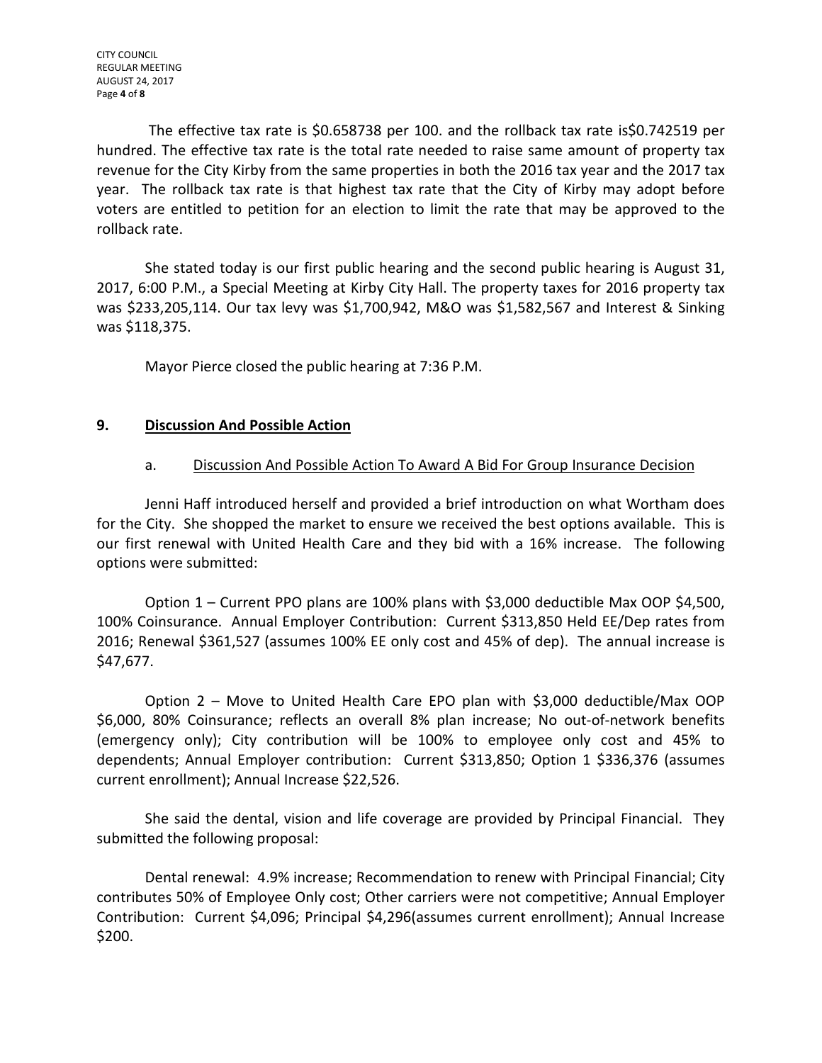The effective tax rate is $0.658738 per 100. and the rollback tax rate is$0.742519 per hundred. The effective tax rate is the total rate needed to raise same amount of property tax revenue for the City Kirby from the same properties in both the 2016 tax year and the 2017 tax year. The rollback tax rate is that highest tax rate that the City of Kirby may adopt before voters are entitled to petition for an election to limit the rate that may be approved to the rollback rate.

She stated today is our first public hearing and the second public hearing is August 31, 2017, 6:00 P.M., a Special Meeting at Kirby City Hall. The property taxes for 2016 property tax was $233,205,114. Our tax levy was $1,700,942, M&O was $1,582,567 and Interest & Sinking was $118,375.

Mayor Pierce closed the public hearing at 7:36 P.M.

## 9. Discussion And Possible Action

### a. Discussion And Possible Action To Award A Bid For Group Insurance Decision

Jenni Haff introduced herself and provided a brief introduction on what Wortham does for the City. She shopped the market to ensure we received the best options available. This is our first renewal with United Health Care and they bid with a 16% increase. The following options were submitted:

Option 1 – Current PPO plans are 100% plans with $3,000 deductible Max OOP $4,500, 100% Coinsurance. Annual Employer Contribution: Current $313,850 Held EE/Dep rates from 2016; Renewal $361,527 (assumes 100% EE only cost and 45% of dep). The annual increase is $47,677.

Option 2 – Move to United Health Care EPO plan with $3,000 deductible/Max OOP $6,000, 80% Coinsurance; reflects an overall 8% plan increase; No out-of-network benefits (emergency only); City contribution will be 100% to employee only cost and 45% to dependents; Annual Employer contribution: Current $313,850; Option 1 $336,376 (assumes current enrollment); Annual Increase $22,526.

She said the dental, vision and life coverage are provided by Principal Financial. They submitted the following proposal:

Dental renewal: 4.9% increase; Recommendation to renew with Principal Financial; City contributes 50% of Employee Only cost; Other carriers were not competitive; Annual Employer Contribution: Current $4,096; Principal $4,296(assumes current enrollment); Annual Increase $200.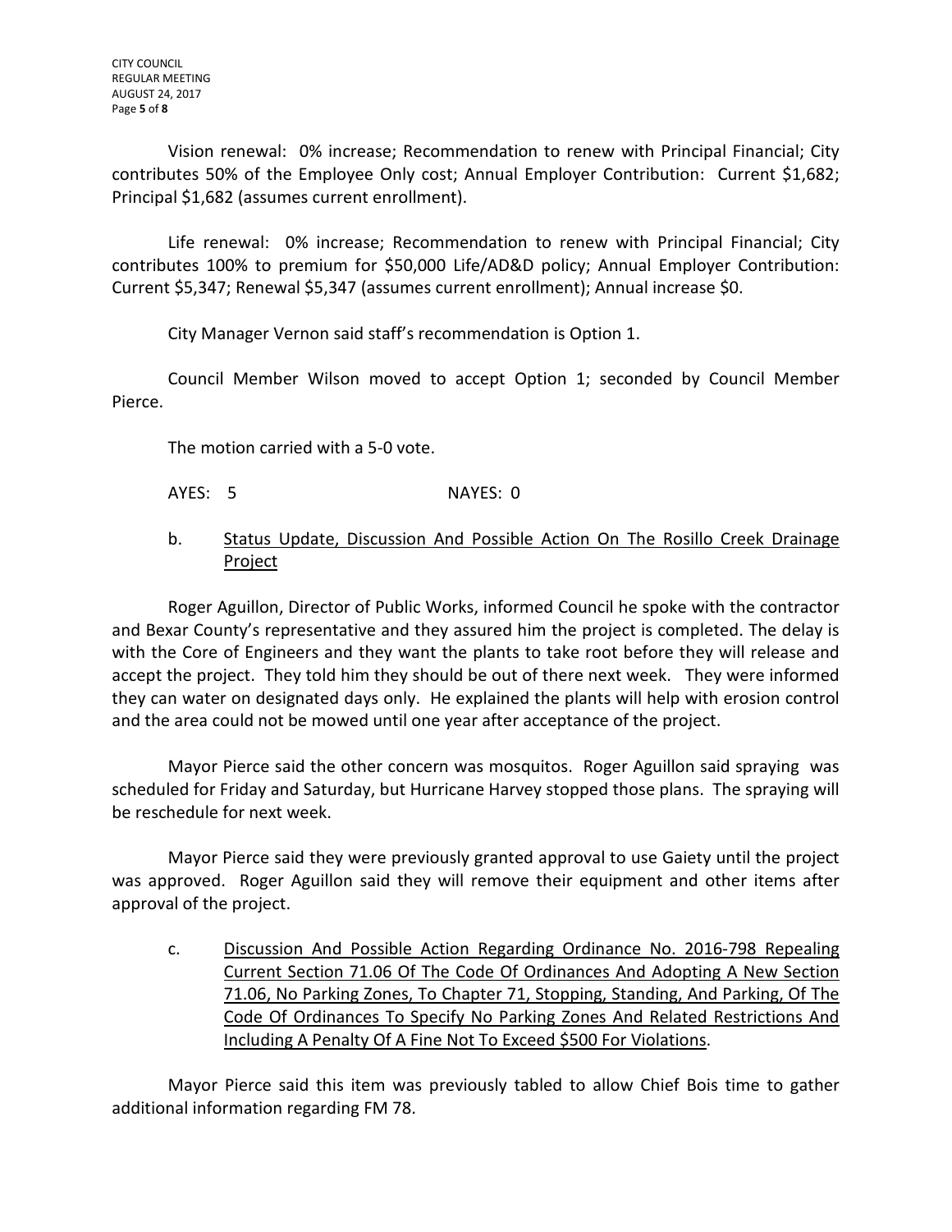Vision renewal: 0% increase; Recommendation to renew with Principal Financial; City contributes 50% of the Employee Only cost; Annual Employer Contribution: Current $1,682; Principal $1,682 (assumes current enrollment).

Life renewal: 0% increase; Recommendation to renew with Principal Financial; City contributes 100% to premium for $50,000 Life/AD&D policy; Annual Employer Contribution: Current $5,347; Renewal $5,347 (assumes current enrollment); Annual increase $0.

City Manager Vernon said staff's recommendation is Option 1.

Council Member Wilson moved to accept Option 1; seconded by Council Member Pierce.

The motion carried with a 5-0 vote.

AYES: 5 NAYES: 0

b. Status Update, Discussion And Possible Action On The Rosillo Creek Drainage Project

Roger Aguillon, Director of Public Works, informed Council he spoke with the contractor and Bexar County's representative and they assured him the project is completed. The delay is with the Core of Engineers and they want the plants to take root before they will release and accept the project. They told him they should be out of there next week. They were informed they can water on designated days only. He explained the plants will help with erosion control and the area could not be mowed until one year after acceptance of the project.

Mayor Pierce said the other concern was mosquitos. Roger Aguillon said spraying was scheduled for Friday and Saturday, but Hurricane Harvey stopped those plans. The spraying will be reschedule for next week.

Mayor Pierce said they were previously granted approval to use Gaiety until the project was approved. Roger Aguillon said they will remove their equipment and other items after approval of the project.

c. Discussion And Possible Action Regarding Ordinance No. 2016-798 Repealing Current Section 71.06 Of The Code Of Ordinances And Adopting A New Section 71.06, No Parking Zones, To Chapter 71, Stopping, Standing, And Parking, Of The Code Of Ordinances To Specify No Parking Zones And Related Restrictions And Including A Penalty Of A Fine Not To Exceed $500 For Violations.

Mayor Pierce said this item was previously tabled to allow Chief Bois time to gather additional information regarding FM 78.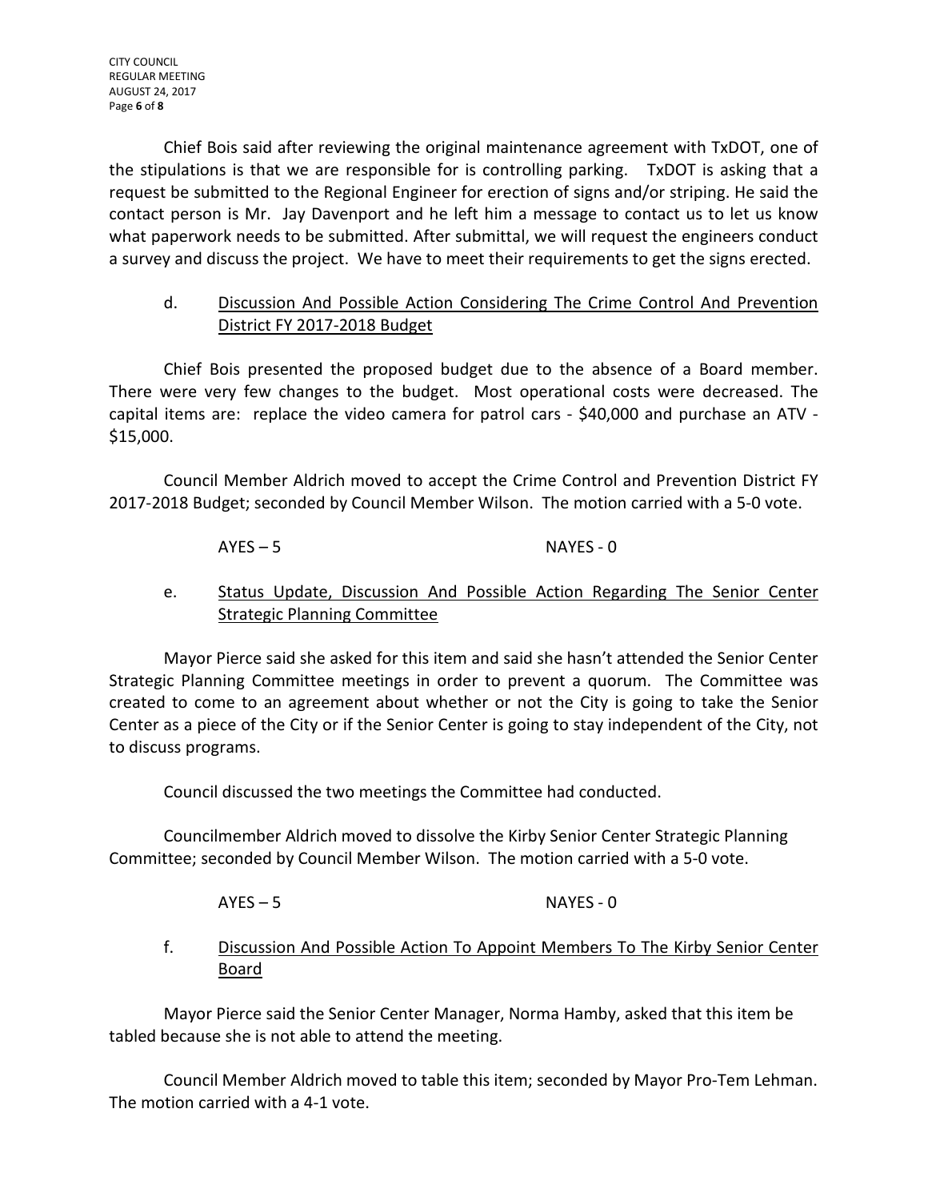Chief Bois said after reviewing the original maintenance agreement with TxDOT, one of the stipulations is that we are responsible for is controlling parking. TxDOT is asking that a request be submitted to the Regional Engineer for erection of signs and/or striping. He said the contact person is Mr. Jay Davenport and he left him a message to contact us to let us know what paperwork needs to be submitted. After submittal, we will request the engineers conduct a survey and discuss the project. We have to meet their requirements to get the signs erected.

d. Discussion And Possible Action Considering The Crime Control And Prevention District FY 2017-2018 Budget

Chief Bois presented the proposed budget due to the absence of a Board member. There were very few changes to the budget. Most operational costs were decreased. The capital items are: replace the video camera for patrol cars - $40,000 and purchase an ATV - $15,000.

Council Member Aldrich moved to accept the Crime Control and Prevention District FY 2017-2018 Budget; seconded by Council Member Wilson. The motion carried with a 5-0 vote.

AYES – 5 NAYES - 0

e. Status Update, Discussion And Possible Action Regarding The Senior Center Strategic Planning Committee

Mayor Pierce said she asked for this item and said she hasn't attended the Senior Center Strategic Planning Committee meetings in order to prevent a quorum. The Committee was created to come to an agreement about whether or not the City is going to take the Senior Center as a piece of the City or if the Senior Center is going to stay independent of the City, not to discuss programs.

Council discussed the two meetings the Committee had conducted.

Councilmember Aldrich moved to dissolve the Kirby Senior Center Strategic Planning Committee; seconded by Council Member Wilson. The motion carried with a 5-0 vote.

AYES – 5 NAYES - 0

f. Discussion And Possible Action To Appoint Members To The Kirby Senior Center Board

Mayor Pierce said the Senior Center Manager, Norma Hamby, asked that this item be tabled because she is not able to attend the meeting.

Council Member Aldrich moved to table this item; seconded by Mayor Pro-Tem Lehman. The motion carried with a 4-1 vote.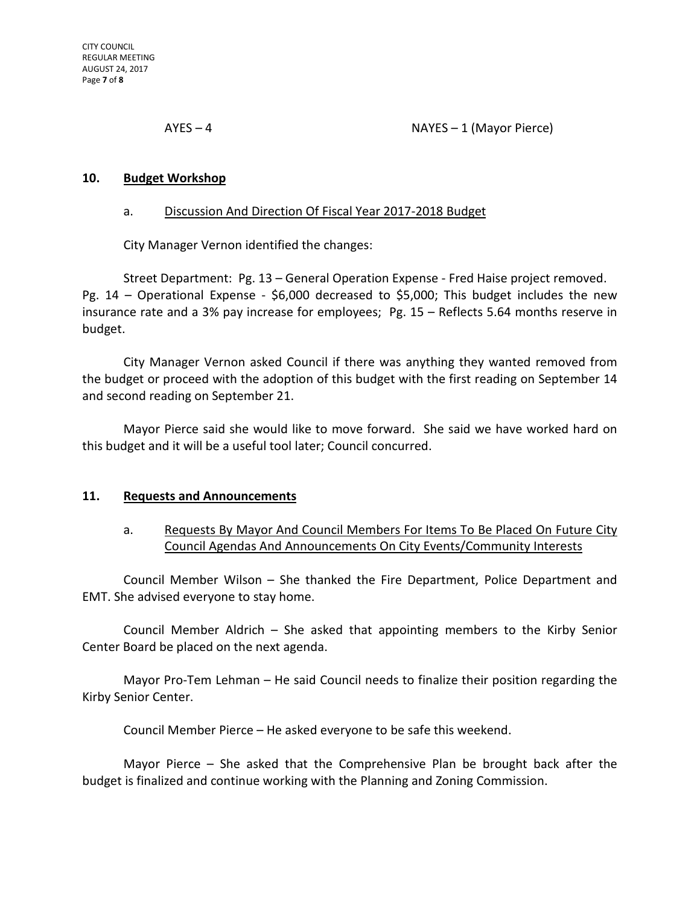AYES – 4 NAYES – 1 (Mayor Pierce)

## 10. Budget Workshop

### a. Discussion And Direction Of Fiscal Year 2017-2018 Budget

City Manager Vernon identified the changes:

Street Department: Pg. 13 – General Operation Expense - Fred Haise project removed. Pg. 14 – Operational Expense - $6,000 decreased to $5,000; This budget includes the new insurance rate and a 3% pay increase for employees; Pg. 15 – Reflects 5.64 months reserve in budget.

City Manager Vernon asked Council if there was anything they wanted removed from the budget or proceed with the adoption of this budget with the first reading on September 14 and second reading on September 21.

Mayor Pierce said she would like to move forward. She said we have worked hard on this budget and it will be a useful tool later; Council concurred.

## 11. Requests and Announcements

### a. Requests By Mayor And Council Members For Items To Be Placed On Future City Council Agendas And Announcements On City Events/Community Interests

Council Member Wilson – She thanked the Fire Department, Police Department and EMT. She advised everyone to stay home.

Council Member Aldrich – She asked that appointing members to the Kirby Senior Center Board be placed on the next agenda.

Mayor Pro-Tem Lehman – He said Council needs to finalize their position regarding the Kirby Senior Center.

Council Member Pierce – He asked everyone to be safe this weekend.

Mayor Pierce – She asked that the Comprehensive Plan be brought back after the budget is finalized and continue working with the Planning and Zoning Commission.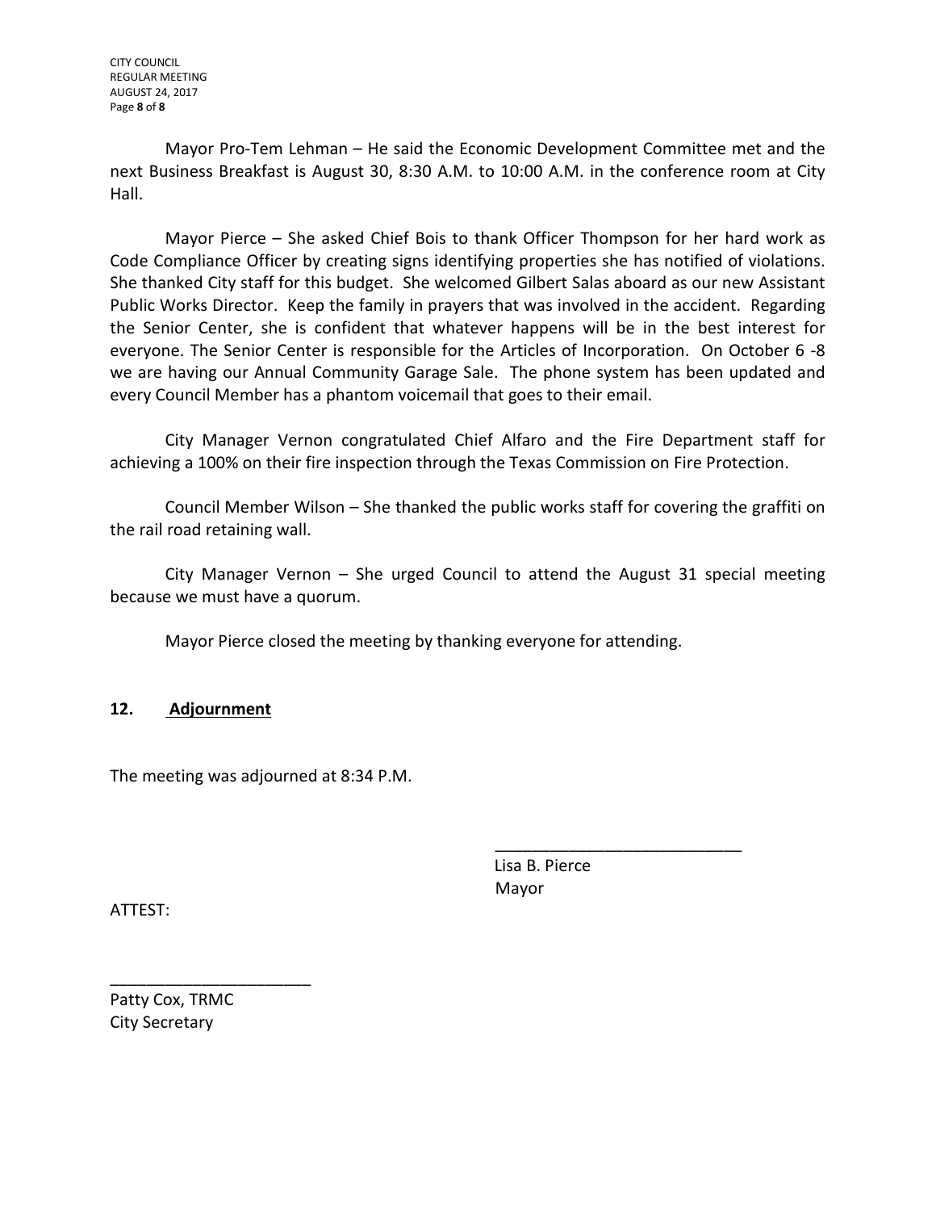Mayor Pro-Tem Lehman – He said the Economic Development Committee met and the next Business Breakfast is August 30, 8:30 A.M. to 10:00 A.M. in the conference room at City Hall.

Mayor Pierce – She asked Chief Bois to thank Officer Thompson for her hard work as Code Compliance Officer by creating signs identifying properties she has notified of violations. She thanked City staff for this budget. She welcomed Gilbert Salas aboard as our new Assistant Public Works Director. Keep the family in prayers that was involved in the accident. Regarding the Senior Center, she is confident that whatever happens will be in the best interest for everyone. The Senior Center is responsible for the Articles of Incorporation. On October 6 -8 we are having our Annual Community Garage Sale. The phone system has been updated and every Council Member has a phantom voicemail that goes to their email.

City Manager Vernon congratulated Chief Alfaro and the Fire Department staff for achieving a 100% on their fire inspection through the Texas Commission on Fire Protection.

Council Member Wilson – She thanked the public works staff for covering the graffiti on the rail road retaining wall.

City Manager Vernon – She urged Council to attend the August 31 special meeting because we must have a quorum.

Mayor Pierce closed the meeting by thanking everyone for attending.

## 12. **Adjournment**

The meeting was adjourned at 8:34 P.M.

___________________________

Lisa B. Pierce
Mayor

ATTEST:

______________________

Patty Cox, TRMC
City Secretary